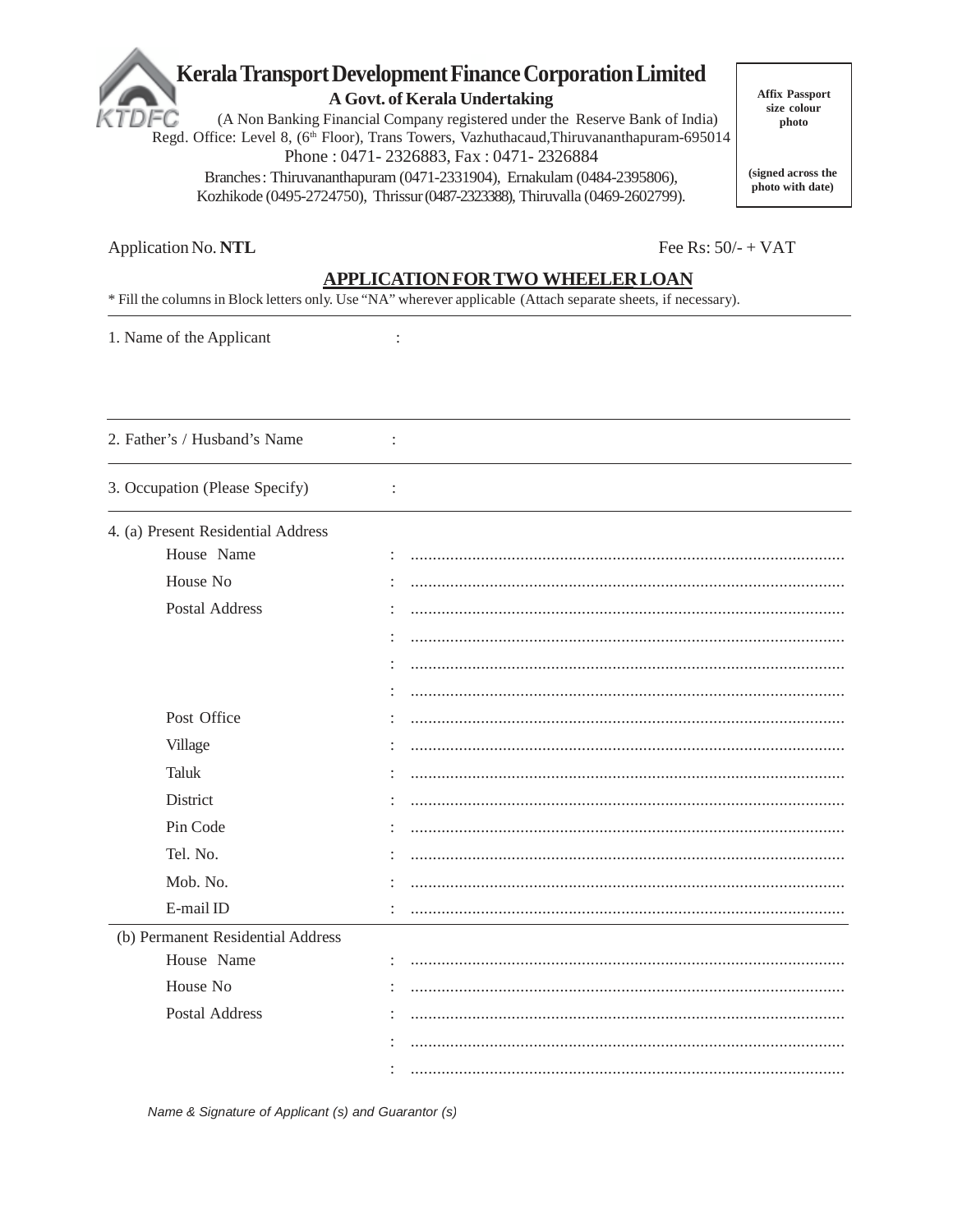# Kerala Transport Development Finance Corporation Limited

**A Govt. of Kerala Undertaking**

(A Non Banking Financial Company registered under the Reserve Bank of India)
Regd. Office: Level 8, (6th Floor), Trans Towers, Vazhuthacaud,Thiruvananthapuram-695014
Phone : 0471- 2326883, Fax : 0471- 2326884
Branches : Thiruvananthapuram (0471-2331904), Ernakulam (0484-2395806),
Kozhikode (0495-2724750), Thrissur (0487-2323388), Thiruvalla (0469-2602799).

**Affix Passport size colour photo**

**(signed across the photo with date)**

Application No. **NTL** Fee Rs: 50/- + VAT

## APPLICATION FOR TWO WHEELER LOAN

* Fill the columns in Block letters only. Use "NA" wherever applicable (Attach separate sheets, if necessary).

1. Name of the Applicant :

2. Father's / Husband's Name :

3. Occupation (Please Specify) :

4. (a) Present Residential Address

House Name : ..................................................

House No : ..................................................

Postal Address : ..................................................

: ..................................................

: ..................................................

: ..................................................

Post Office : ..................................................

Village : ..................................................

Taluk : ..................................................

District : ..................................................

Pin Code : ..................................................

Tel. No. : ..................................................

Mob. No. : ..................................................

E-mail ID : ..................................................

(b) Permanent Residential Address

House Name : ..................................................

House No : ..................................................

Postal Address : ..................................................

: ..................................................

: ..................................................

*Name & Signature of Applicant (s) and Guarantor (s)*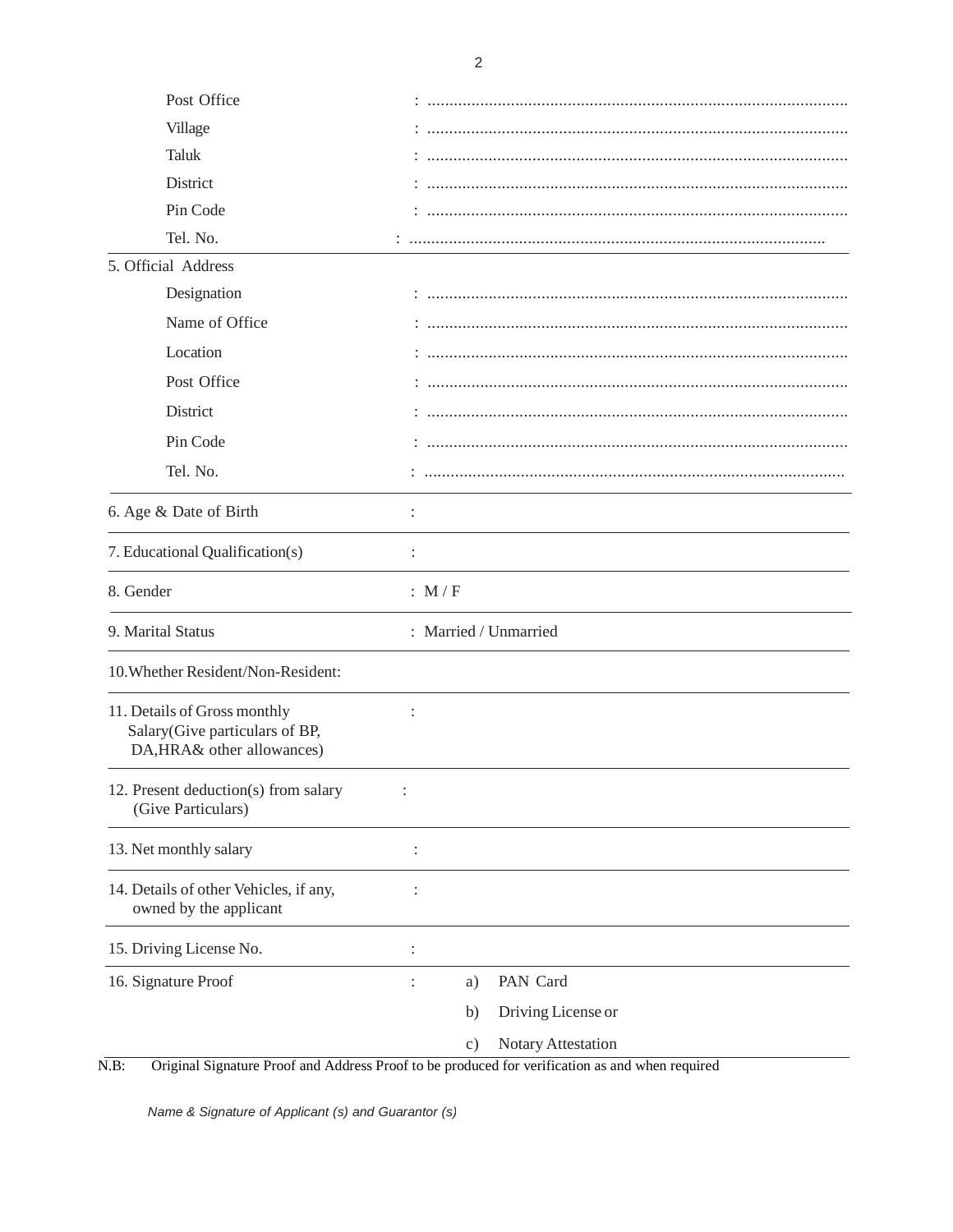Post Office : ................................................................................................

Village : ................................................................................................

Taluk : ................................................................................................

District : ................................................................................................

Pin Code : ................................................................................................

Tel. No. : ................................................................................................

5. Official Address

Designation : ................................................................................................

Name of Office : ................................................................................................

Location : ................................................................................................

Post Office : ................................................................................................

District : ................................................................................................

Pin Code : ................................................................................................

Tel. No. : ................................................................................................

| | |
|---|---|
| 6. Age & Date of Birth | : |
| 7. Educational Qualification(s) | : |
| 8. Gender | : M / F |
| 9. Marital Status | : Married / Unmarried |
| 10.Whether Resident/Non-Resident: | |
| 11. Details of Gross monthly Salary(Give particulars of BP, DA,HRA& other allowances) | : |
| 12. Present deduction(s) from salary (Give Particulars) | : |
| 13. Net monthly salary | : |
| 14. Details of other Vehicles, if any, owned by the applicant | : |
| 15. Driving License No. | : |
| 16. Signature Proof | : a) PAN Card<br>b) Driving License or<br>c) Notary Attestation |

N.B: Original Signature Proof and Address Proof to be produced for verification as and when required

*Name & Signature of Applicant (s) and Guarantor (s)*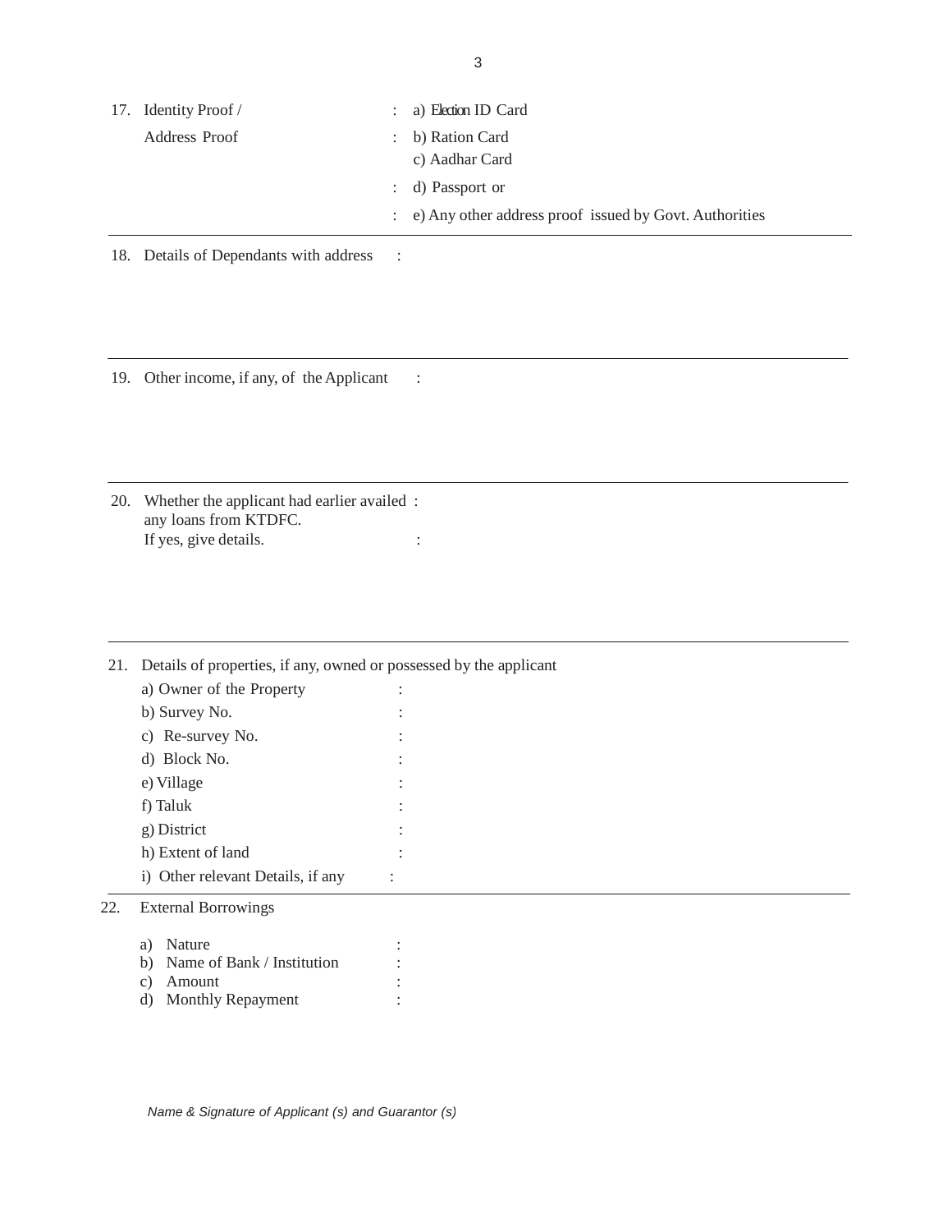17. Identity Proof / Address Proof :
    - a) Election ID Card
    - b) Ration Card
    - c) Aadhar Card
    - d) Passport or
    - e) Any other address proof issued by Govt. Authorities

---

18. Details of Dependants with address :

---

19. Other income, if any, of the Applicant :

---

20. Whether the applicant had earlier availed any loans from KTDFC. :
    If yes, give details. :

---

21. Details of properties, if any, owned or possessed by the applicant
    - a) Owner of the Property :
    - b) Survey No. :
    - c) Re-survey No. :
    - d) Block No. :
    - e) Village :
    - f) Taluk :
    - g) District :
    - h) Extent of land :
    - i) Other relevant Details, if any :

---

22. External Borrowings
    - a) Nature :
    - b) Name of Bank / Institution :
    - c) Amount :
    - d) Monthly Repayment :

*Name & Signature of Applicant (s) and Guarantor (s)*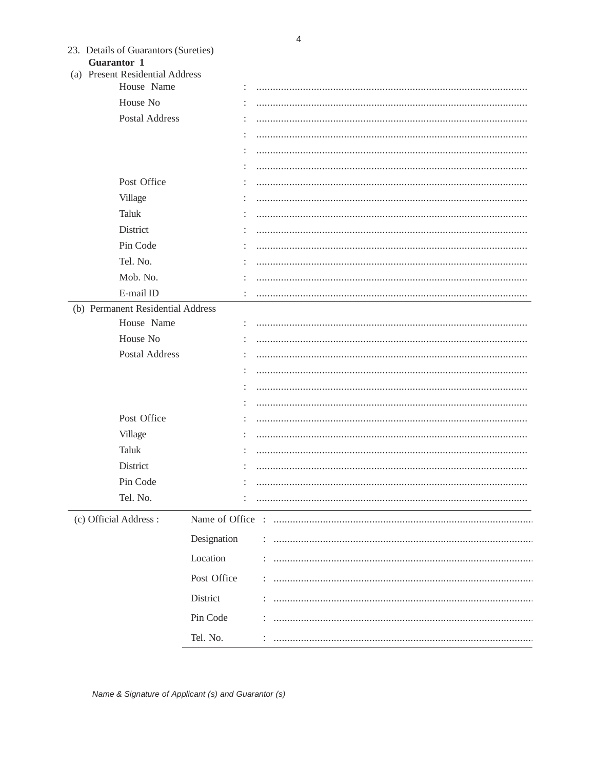23. Details of Guarantors (Sureties)

**Guarantor 1**

(a) Present Residential Address

| | | |
|---|---|---|
| House Name | : | .................................................................................................. |
| House No | : | .................................................................................................. |
| Postal Address | : | .................................................................................................. |
| | : | .................................................................................................. |
| | : | .................................................................................................. |
| | : | .................................................................................................. |
| Post Office | : | .................................................................................................. |
| Village | : | .................................................................................................. |
| Taluk | : | .................................................................................................. |
| District | : | .................................................................................................. |
| Pin Code | : | .................................................................................................. |
| Tel. No. | : | .................................................................................................. |
| Mob. No. | : | .................................................................................................. |
| E-mail ID | : | .................................................................................................. |

(b) Permanent Residential Address

| | | |
|---|---|---|
| House Name | : | .................................................................................................. |
| House No | : | .................................................................................................. |
| Postal Address | : | .................................................................................................. |
| | : | .................................................................................................. |
| | : | .................................................................................................. |
| | : | .................................................................................................. |
| Post Office | : | .................................................................................................. |
| Village | : | .................................................................................................. |
| Taluk | : | .................................................................................................. |
| District | : | .................................................................................................. |
| Pin Code | : | .................................................................................................. |
| Tel. No. | : | .................................................................................................. |

| | | | |
|---|---|---|---|
| (c) Official Address : | Name of Office | : | .............................................................................................. |
| | Designation | : | .............................................................................................. |
| | Location | : | .............................................................................................. |
| | Post Office | : | .............................................................................................. |
| | District | : | .............................................................................................. |
| | Pin Code | : | .............................................................................................. |
| | Tel. No. | : | .............................................................................................. |

*Name & Signature of Applicant (s) and Guarantor (s)*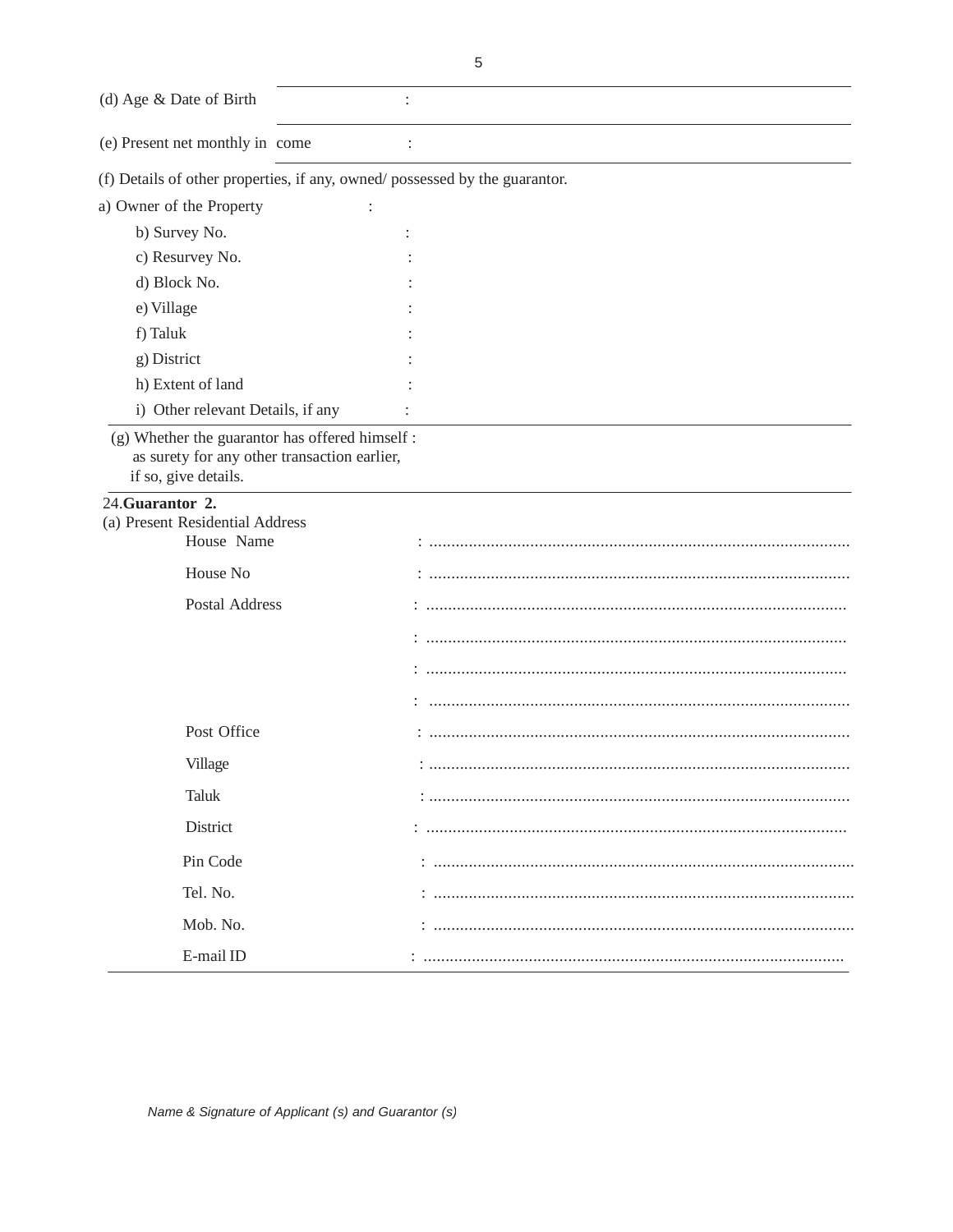(d) Age & Date of Birth :

(e) Present net monthly income :

(f) Details of other properties, if any, owned/ possessed by the guarantor.

a) Owner of the Property :

b) Survey No. :

c) Resurvey No. :

d) Block No. :

e) Village :

f) Taluk :

g) District :

h) Extent of land :

i) Other relevant Details, if any :

(g) Whether the guarantor has offered himself as surety for any other transaction earlier, if so, give details. :

24. **Guarantor 2.**

(a) Present Residential Address

House Name : ................................................................................................

House No : ................................................................................................

Postal Address : ................................................................................................

: ................................................................................................

: ................................................................................................

: ................................................................................................

Post Office : ................................................................................................

Village : ................................................................................................

Taluk : ................................................................................................

District : ................................................................................................

Pin Code : ................................................................................................

Tel. No. : ................................................................................................

Mob. No. : ................................................................................................

E-mail ID : ................................................................................................

*Name & Signature of Applicant (s) and Guarantor (s)*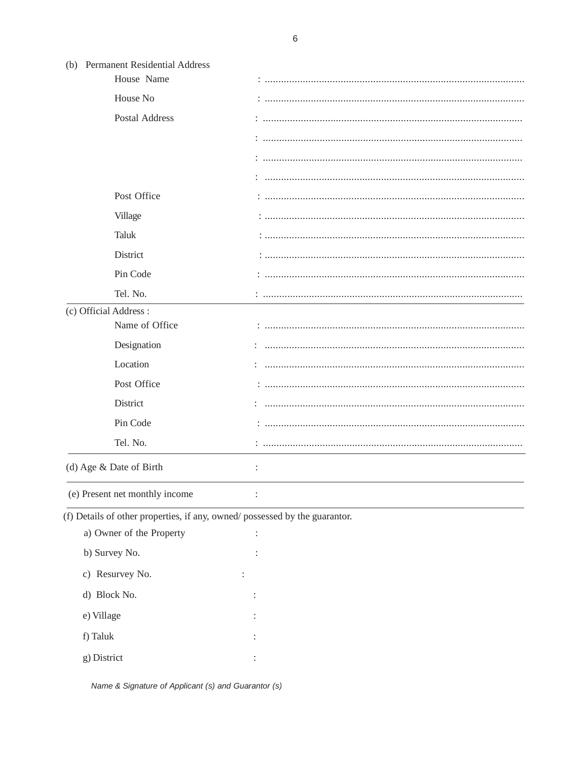(b) Permanent Residential Address

House Name : ................................................................................................

House No : ................................................................................................

Postal Address : ................................................................................................

: ................................................................................................

: ................................................................................................

: ................................................................................................

Post Office : ................................................................................................

Village : ................................................................................................

Taluk : ................................................................................................

District : ................................................................................................

Pin Code : ................................................................................................

Tel. No. : ................................................................................................

---

(c) Official Address :

Name of Office : ................................................................................................

Designation : ................................................................................................

Location : ................................................................................................

Post Office : ................................................................................................

District : ................................................................................................

Pin Code : ................................................................................................

Tel. No. : ................................................................................................

---

(d) Age & Date of Birth :

---

(e) Present net monthly income :

---

(f) Details of other properties, if any, owned/ possessed by the guarantor.

a) Owner of the Property :

b) Survey No. :

c) Resurvey No. :

d) Block No. :

e) Village :

f) Taluk :

g) District :

*Name & Signature of Applicant (s) and Guarantor (s)*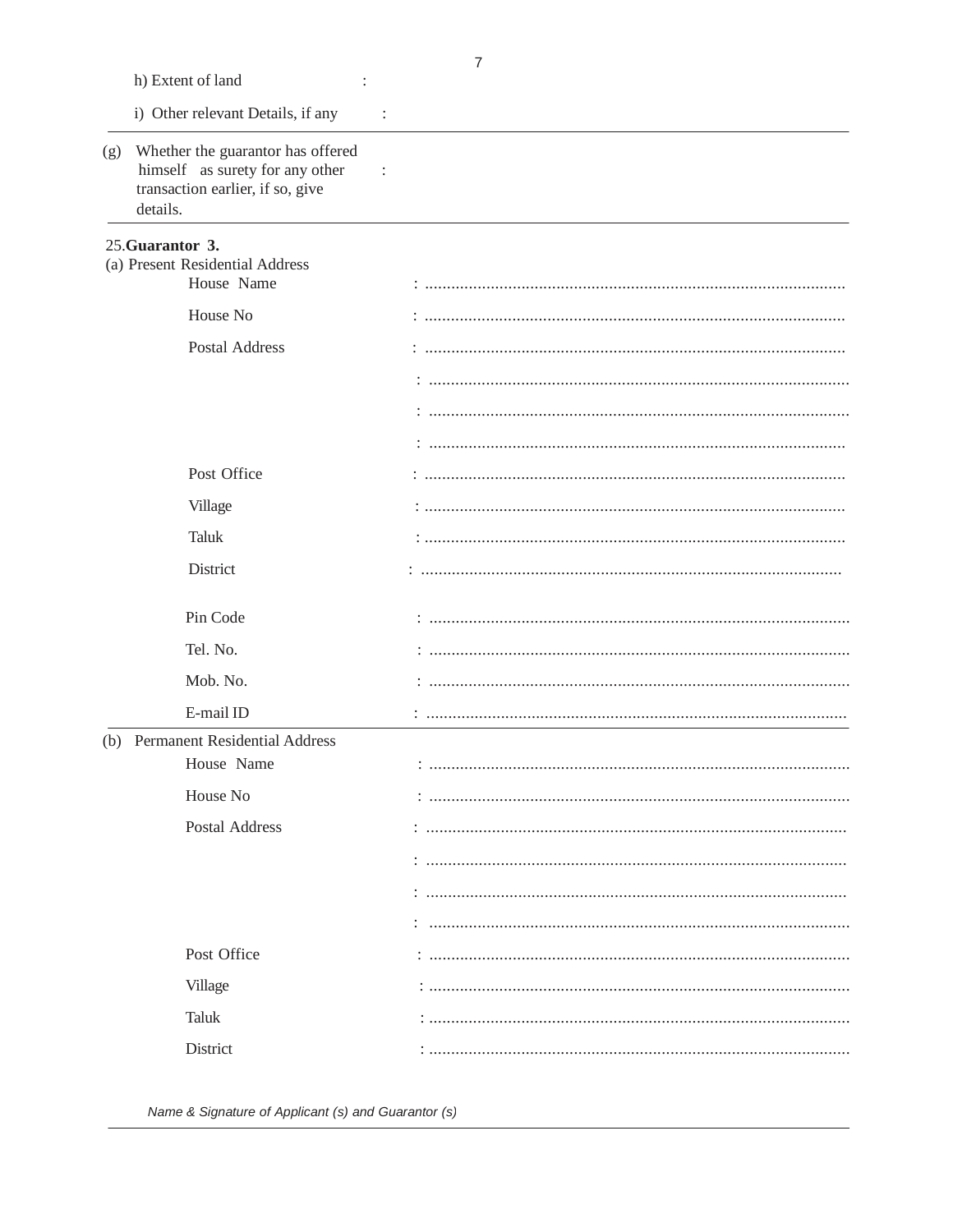h) Extent of land :

i) Other relevant Details, if any :

---

(g) Whether the guarantor has offered himself as surety for any other transaction earlier, if so, give details. :

---

25.**Guarantor 3.**

(a) Present Residential Address

House Name : ...............................................................................................

House No : ...............................................................................................

Postal Address : ...............................................................................................

: ...............................................................................................

: ...............................................................................................

: ...............................................................................................

Post Office : ...............................................................................................

Village : ...............................................................................................

Taluk : ...............................................................................................

District : ...............................................................................................

Pin Code : ...............................................................................................

Tel. No. : ...............................................................................................

Mob. No. : ...............................................................................................

E-mail ID : ...............................................................................................

---

(b) Permanent Residential Address

House Name : ...............................................................................................

House No : ...............................................................................................

Postal Address : ...............................................................................................

: ...............................................................................................

: ...............................................................................................

: ...............................................................................................

Post Office : ...............................................................................................

Village : ...............................................................................................

Taluk : ...............................................................................................

District : ...............................................................................................

*Name & Signature of Applicant (s) and Guarantor (s)*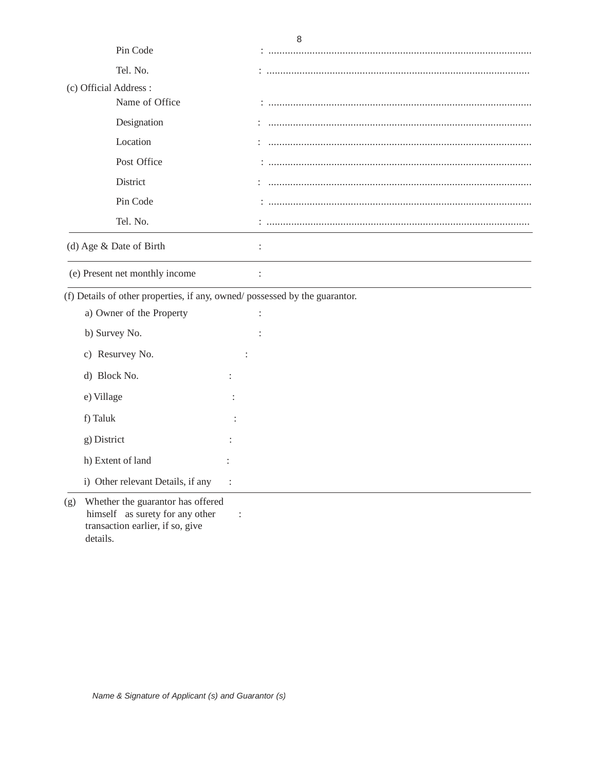Pin Code : ................................................................................................

Tel. No. : ................................................................................................

(c) Official Address :

Name of Office : ................................................................................................

Designation : ................................................................................................

Location : ................................................................................................

Post Office : ................................................................................................

District : ................................................................................................

Pin Code : ................................................................................................

Tel. No. : ................................................................................................

---

(d) Age & Date of Birth :

---

(e) Present net monthly income :

---

(f) Details of other properties, if any, owned/ possessed by the guarantor.

a) Owner of the Property :

b) Survey No. :

c) Resurvey No. :

d) Block No. :

e) Village :

f) Taluk :

g) District :

h) Extent of land :

i) Other relevant Details, if any :

---

(g) Whether the guarantor has offered himself as surety for any other transaction earlier, if so, give details. :

*Name & Signature of Applicant (s) and Guarantor (s)*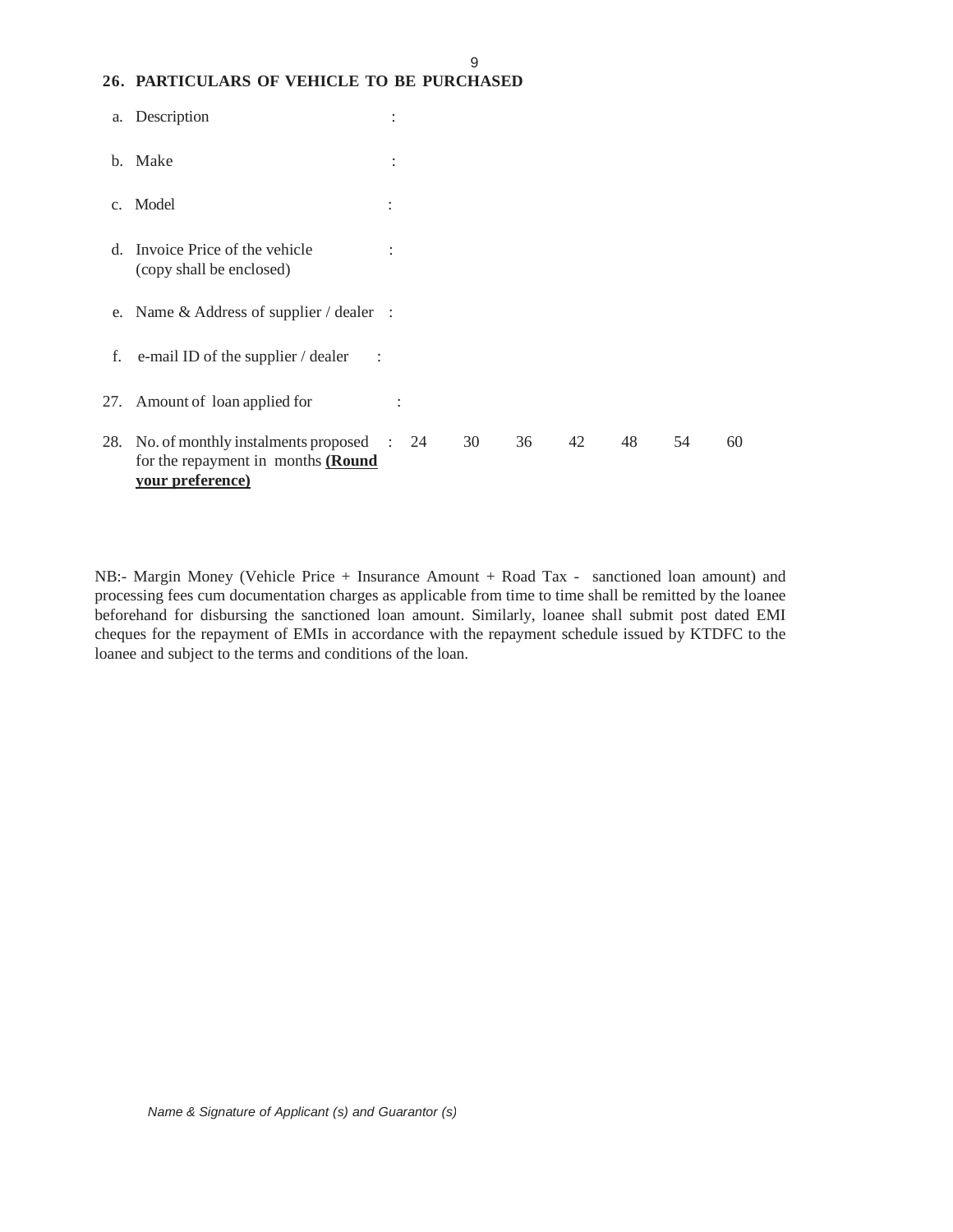**26. PARTICULARS OF VEHICLE TO BE PURCHASED**

a. Description :

b. Make :

c. Model :

d. Invoice Price of the vehicle (copy shall be enclosed) :

e. Name & Address of supplier / dealer :

f. e-mail ID of the supplier / dealer :

27. Amount of loan applied for :

28. No. of monthly instalments proposed for the repayment in months **<u>(Round your preference)</u>** : 24 30 36 42 48 54 60

NB:- Margin Money (Vehicle Price + Insurance Amount + Road Tax - sanctioned loan amount) and processing fees cum documentation charges as applicable from time to time shall be remitted by the loanee beforehand for disbursing the sanctioned loan amount. Similarly, loanee shall submit post dated EMI cheques for the repayment of EMIs in accordance with the repayment schedule issued by KTDFC to the loanee and subject to the terms and conditions of the loan.

*Name & Signature of Applicant (s) and Guarantor (s)*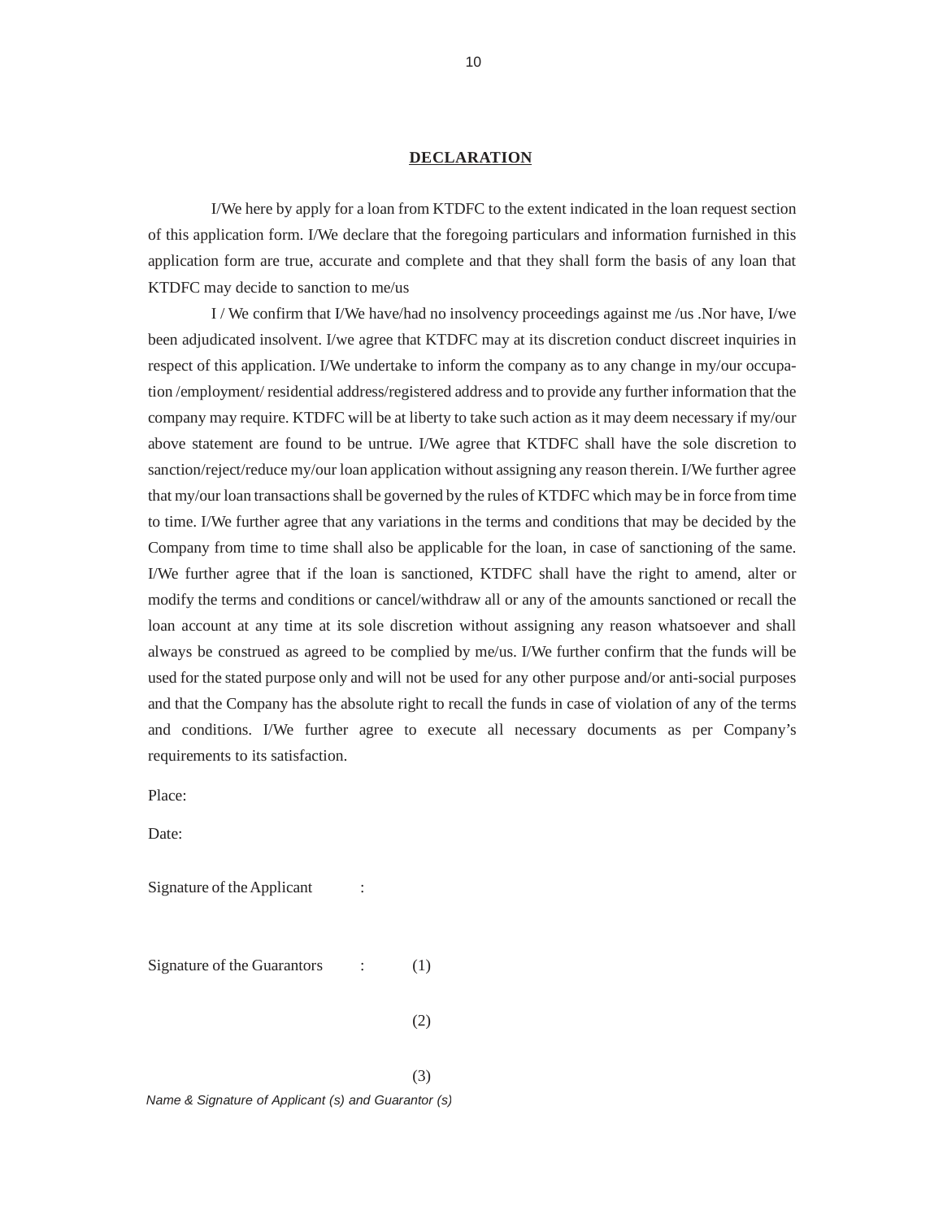## DECLARATION

I/We here by apply for a loan from KTDFC to the extent indicated in the loan request section of this application form. I/We declare that the foregoing particulars and information furnished in this application form are true, accurate and complete and that they shall form the basis of any loan that KTDFC may decide to sanction to me/us

I / We confirm that I/We have/had no insolvency proceedings against me /us .Nor have, I/we been adjudicated insolvent. I/we agree that KTDFC may at its discretion conduct discreet inquiries in respect of this application. I/We undertake to inform the company as to any change in my/our occupation /employment/ residential address/registered address and to provide any further information that the company may require. KTDFC will be at liberty to take such action as it may deem necessary if my/our above statement are found to be untrue. I/We agree that KTDFC shall have the sole discretion to sanction/reject/reduce my/our loan application without assigning any reason therein. I/We further agree that my/our loan transactions shall be governed by the rules of KTDFC which may be in force from time to time. I/We further agree that any variations in the terms and conditions that may be decided by the Company from time to time shall also be applicable for the loan, in case of sanctioning of the same. I/We further agree that if the loan is sanctioned, KTDFC shall have the right to amend, alter or modify the terms and conditions or cancel/withdraw all or any of the amounts sanctioned or recall the loan account at any time at its sole discretion without assigning any reason whatsoever and shall always be construed as agreed to be complied by me/us. I/We further confirm that the funds will be used for the stated purpose only and will not be used for any other purpose and/or anti-social purposes and that the Company has the absolute right to recall the funds in case of violation of any of the terms and conditions. I/We further agree to execute all necessary documents as per Company's requirements to its satisfaction.

Place:

Date:

Signature of the Applicant :

Signature of the Guarantors : (1)

(2)

(3)

*Name & Signature of Applicant (s) and Guarantor (s)*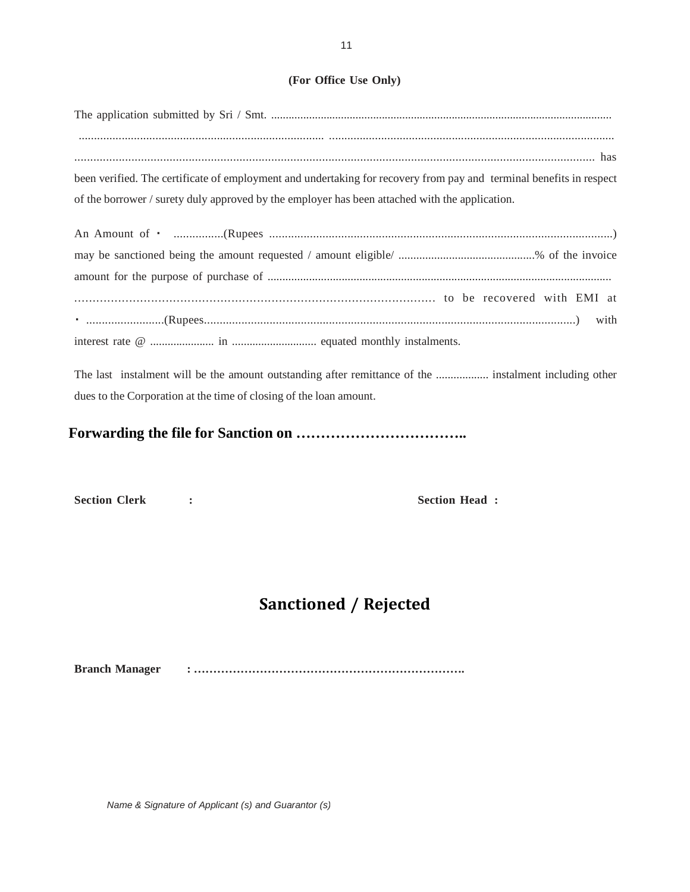**(For Office Use Only)**

The application submitted by Sri / Smt. .................................................................................................................... ................................................................................. .............................................................................................. .................................................................................................................................................... has been verified. The certificate of employment and undertaking for recovery from pay and terminal benefits in respect of the borrower / surety duly approved by the employer has been attached with the application.

An Amount of ₹ ................(Rupees ..............................................................................................................) may be sanctioned being the amount requested / amount eligible/ ..............................................% of the invoice amount for the purpose of purchase of ................................................................................................................... ………………………………………………………………………………………… to be recovered with EMI at ₹ .........................(Rupees........................................................................................................................) with interest rate @ ...................... in ............................. equated monthly instalments.

The last instalment will be the amount outstanding after remittance of the .................. instalment including other dues to the Corporation at the time of closing of the loan amount.

**Forwarding the file for Sanction on ……………………………..**

**Section Clerk :** **Section Head :**

## Sanctioned / Rejected

**Branch Manager : …………………………………………………………….**

*Name & Signature of Applicant (s) and Guarantor (s)*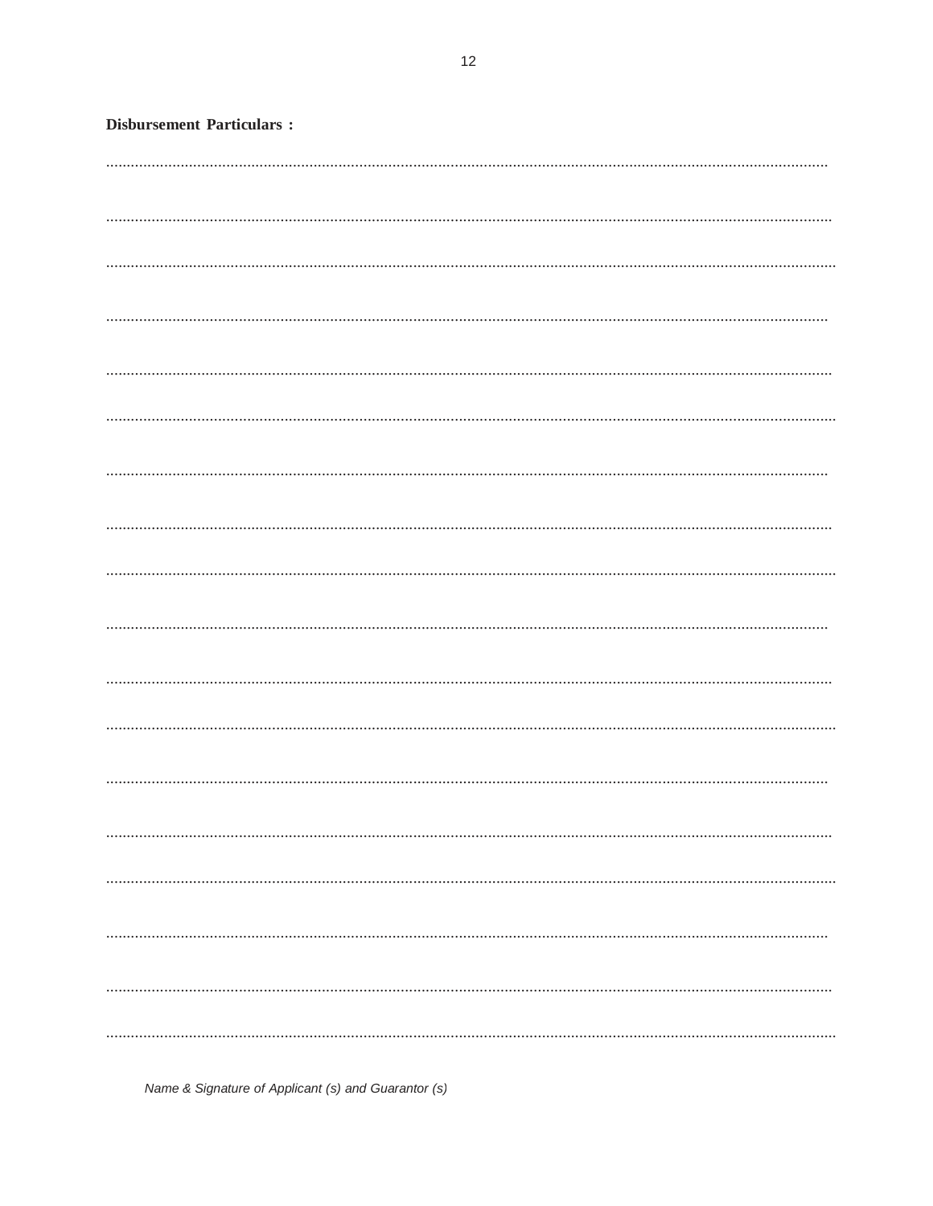**Disbursement Particulars :**

..........................................................................................................................................................................

..........................................................................................................................................................................

..........................................................................................................................................................................

..........................................................................................................................................................................

..........................................................................................................................................................................

..........................................................................................................................................................................

..........................................................................................................................................................................

..........................................................................................................................................................................

..........................................................................................................................................................................

..........................................................................................................................................................................

..........................................................................................................................................................................

..........................................................................................................................................................................

..........................................................................................................................................................................

..........................................................................................................................................................................

..........................................................................................................................................................................

..........................................................................................................................................................................

..........................................................................................................................................................................

..........................................................................................................................................................................

*Name & Signature of Applicant (s) and Guarantor (s)*